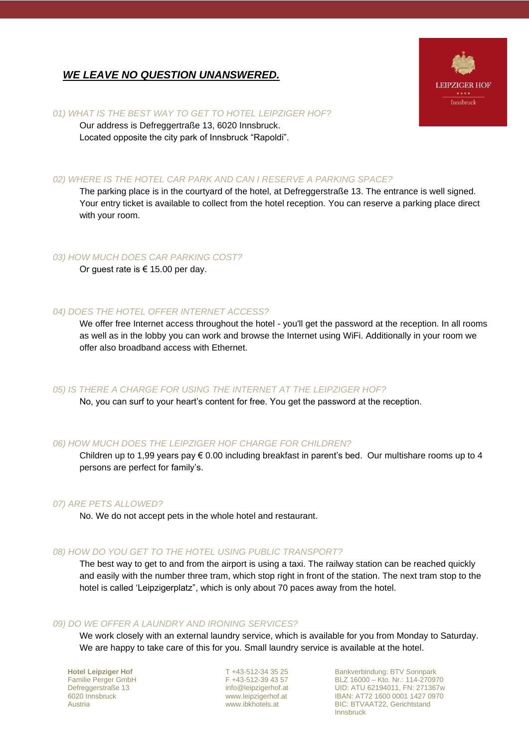# ***WE LEAVE NO QUESTION UNANSWERED.***

LEIPZIGER HOF
\*\*\*\*
Innsbruck

*01) WHAT IS THE BEST WAY TO GET TO HOTEL LEIPZIGER HOF?*

Our address is Defreggertraße 13, 6020 Innsbruck.
Located opposite the city park of Innsbruck "Rapoldi".

*02) WHERE IS THE HOTEL CAR PARK AND CAN I RESERVE A PARKING SPACE?*

The parking place is in the courtyard of the hotel, at Defreggerstraße 13. The entrance is well signed. Your entry ticket is available to collect from the hotel reception. You can reserve a parking place direct with your room.

*03) HOW MUCH DOES CAR PARKING COST?*

Or guest rate is € 15.00 per day.

*04) DOES THE HOTEL OFFER INTERNET ACCESS?*

We offer free Internet access throughout the hotel - you'll get the password at the reception. In all rooms as well as in the lobby you can work and browse the Internet using WiFi. Additionally in your room we offer also broadband access with Ethernet.

*05) IS THERE A CHARGE FOR USING THE INTERNET AT THE LEIPZIGER HOF?*

No, you can surf to your heart's content for free. You get the password at the reception.

*06) HOW MUCH DOES THE LEIPZIGER HOF CHARGE FOR CHILDREN?*

Children up to 1,99 years pay € 0.00 including breakfast in parent's bed. Our multishare rooms up to 4 persons are perfect for family's.

*07) ARE PETS ALLOWED?*

No. We do not accept pets in the whole hotel and restaurant.

*08) HOW DO YOU GET TO THE HOTEL USING PUBLIC TRANSPORT?*

The best way to get to and from the airport is using a taxi. The railway station can be reached quickly and easily with the number three tram, which stop right in front of the station. The next tram stop to the hotel is called 'Leipzigerplatz", which is only about 70 paces away from the hotel.

*09) DO WE OFFER A LAUNDRY AND IRONING SERVICES?*

We work closely with an external laundry service, which is available for you from Monday to Saturday. We are happy to take care of this for you. Small laundry service is available at the hotel.

**Hotel Leipziger Hof**
Familie Perger GmbH
Defreggerstraße 13
6020 Innsbruck
Austria

T +43-512-34 35 25
F +43-512-39 43 57
info@leipzigerhof.at
www.leipzigerhof.at
www.ibkhotels.at

Bankverbindung: BTV Sonnpark
BLZ 16000 – Kto. Nr.: 114-270970
UID: ATU 62194011, FN: 271367w
IBAN: AT72 1600 0001 1427 0970
BIC: BTVAAT22, Gerichtstand Innsbruck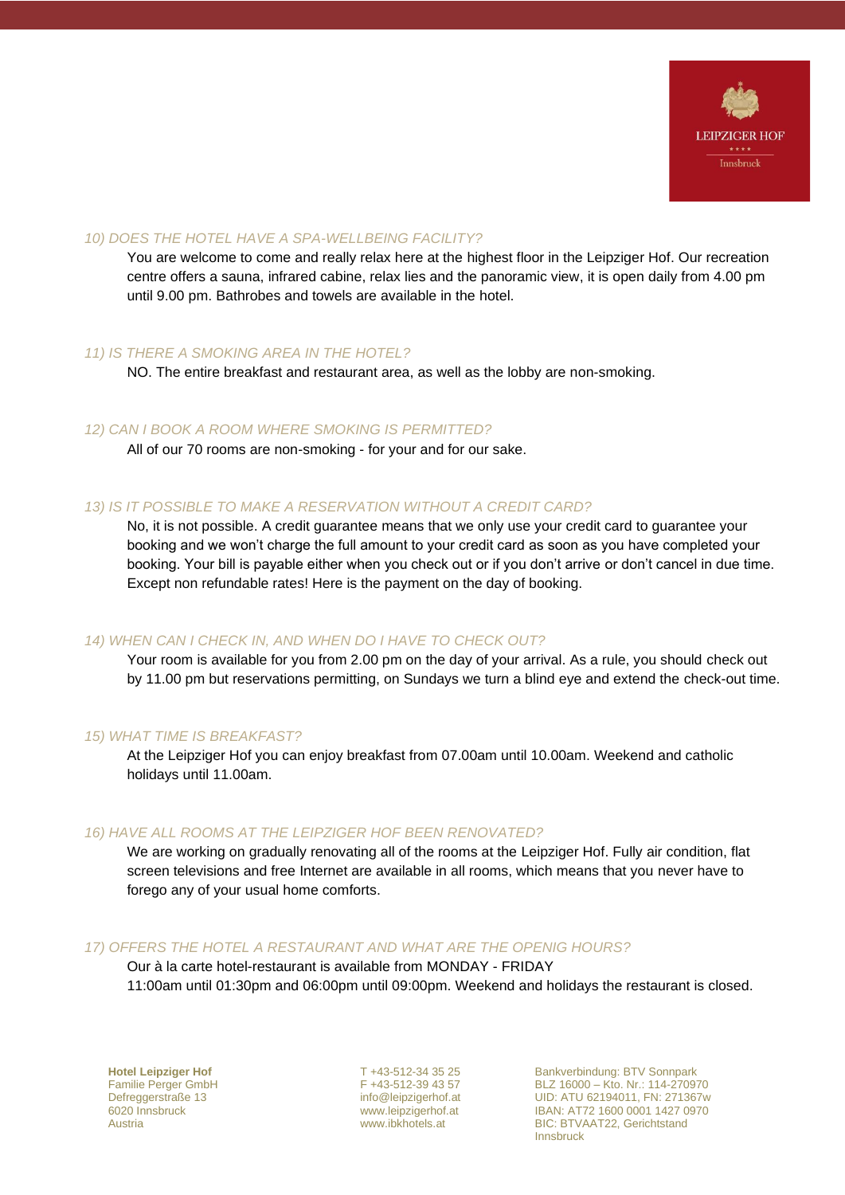LEIPZIGER HOF
\* \* \* \*
Innsbruck

*10) DOES THE HOTEL HAVE A SPA-WELLBEING FACILITY?*

You are welcome to come and really relax here at the highest floor in the Leipziger Hof. Our recreation centre offers a sauna, infrared cabine, relax lies and the panoramic view, it is open daily from 4.00 pm until 9.00 pm. Bathrobes and towels are available in the hotel.

*11) IS THERE A SMOKING AREA IN THE HOTEL?*

NO. The entire breakfast and restaurant area, as well as the lobby are non-smoking.

*12) CAN I BOOK A ROOM WHERE SMOKING IS PERMITTED?*

All of our 70 rooms are non-smoking - for your and for our sake.

*13) IS IT POSSIBLE TO MAKE A RESERVATION WITHOUT A CREDIT CARD?*

No, it is not possible. A credit guarantee means that we only use your credit card to guarantee your booking and we won't charge the full amount to your credit card as soon as you have completed your booking. Your bill is payable either when you check out or if you don't arrive or don't cancel in due time. Except non refundable rates! Here is the payment on the day of booking.

*14) WHEN CAN I CHECK IN, AND WHEN DO I HAVE TO CHECK OUT?*

Your room is available for you from 2.00 pm on the day of your arrival. As a rule, you should check out by 11.00 pm but reservations permitting, on Sundays we turn a blind eye and extend the check-out time.

*15) WHAT TIME IS BREAKFAST?*

At the Leipziger Hof you can enjoy breakfast from 07.00am until 10.00am. Weekend and catholic holidays until 11.00am.

*16) HAVE ALL ROOMS AT THE LEIPZIGER HOF BEEN RENOVATED?*

We are working on gradually renovating all of the rooms at the Leipziger Hof. Fully air condition, flat screen televisions and free Internet are available in all rooms, which means that you never have to forego any of your usual home comforts.

*17) OFFERS THE HOTEL A RESTAURANT AND WHAT ARE THE OPENIG HOURS?*

Our à la carte hotel-restaurant is available from MONDAY - FRIDAY
11:00am until 01:30pm and 06:00pm until 09:00pm. Weekend and holidays the restaurant is closed.

**Hotel Leipziger Hof**
Familie Perger GmbH
Defreggerstraße 13
6020 Innsbruck
Austria

T +43-512-34 35 25
F +43-512-39 43 57
info@leipzigerhof.at
www.leipzigerhof.at
www.ibkhotels.at

Bankverbindung: BTV Sonnpark
BLZ 16000 – Kto. Nr.: 114-270970
UID: ATU 62194011, FN: 271367w
IBAN: AT72 1600 0001 1427 0970
BIC: BTVAAT22, Gerichtstand Innsbruck